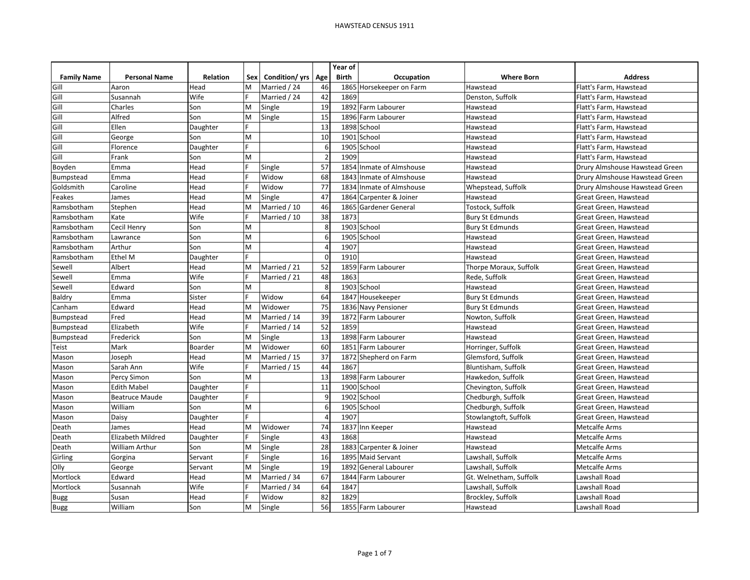# HAWSTEAD CENSUS 1911

| Family Name | Personal Name | Relation | Sex | Condition/ yrs | Age | Year of Birth | Occupation | Where Born | Address |
|---|---|---|---|---|---|---|---|---|---|
| Gill | Aaron | Head | M | Married / 24 | 46 | 1865 | Horsekeeper on Farm | Hawstead | Flatt's Farm, Hawstead |
| Gill | Susannah | Wife | F | Married / 24 | 42 | 1869 | | Denston, Suffolk | Flatt's Farm, Hawstead |
| Gill | Charles | Son | M | Single | 19 | 1892 | Farm Labourer | Hawstead | Flatt's Farm, Hawstead |
| Gill | Alfred | Son | M | Single | 15 | 1896 | Farm Labourer | Hawstead | Flatt's Farm, Hawstead |
| Gill | Ellen | Daughter | F | | 13 | 1898 | School | Hawstead | Flatt's Farm, Hawstead |
| Gill | George | Son | M | | 10 | 1901 | School | Hawstead | Flatt's Farm, Hawstead |
| Gill | Florence | Daughter | F | | 6 | 1905 | School | Hawstead | Flatt's Farm, Hawstead |
| Gill | Frank | Son | M | | 2 | 1909 | | Hawstead | Flatt's Farm, Hawstead |
| Boyden | Emma | Head | F | Single | 57 | 1854 | Inmate of Almshouse | Hawstead | Drury Almshouse Hawstead Green |
| Bumpstead | Emma | Head | F | Widow | 68 | 1843 | Inmate of Almshouse | Hawstead | Drury Almshouse Hawstead Green |
| Goldsmith | Caroline | Head | F | Widow | 77 | 1834 | Inmate of Almshouse | Whepstead, Suffolk | Drury Almshouse Hawstead Green |
| Feakes | James | Head | M | Single | 47 | 1864 | Carpenter & Joiner | Hawstead | Great Green, Hawstead |
| Ramsbotham | Stephen | Head | M | Married / 10 | 46 | 1865 | Gardener General | Tostock, Suffolk | Great Green, Hawstead |
| Ramsbotham | Kate | Wife | F | Married / 10 | 38 | 1873 | | Bury St Edmunds | Great Green, Hawstead |
| Ramsbotham | Cecil Henry | Son | M | | 8 | 1903 | School | Bury St Edmunds | Great Green, Hawstead |
| Ramsbotham | Lawrance | Son | M | | 6 | 1905 | School | Hawstead | Great Green, Hawstead |
| Ramsbotham | Arthur | Son | M | | 4 | 1907 | | Hawstead | Great Green, Hawstead |
| Ramsbotham | Ethel M | Daughter | F | | 0 | 1910 | | Hawstead | Great Green, Hawstead |
| Sewell | Albert | Head | M | Married / 21 | 52 | 1859 | Farm Labourer | Thorpe Moraux, Suffolk | Great Green, Hawstead |
| Sewell | Emma | Wife | F | Married / 21 | 48 | 1863 | | Rede, Suffolk | Great Green, Hawstead |
| Sewell | Edward | Son | M | | 8 | 1903 | School | Hawstead | Great Green, Hawstead |
| Baldry | Emma | Sister | F | Widow | 64 | 1847 | Housekeeper | Bury St Edmunds | Great Green, Hawstead |
| Canham | Edward | Head | M | Widower | 75 | 1836 | Navy Pensioner | Bury St Edmunds | Great Green, Hawstead |
| Bumpstead | Fred | Head | M | Married / 14 | 39 | 1872 | Farm Labourer | Nowton, Suffolk | Great Green, Hawstead |
| Bumpstead | Elizabeth | Wife | F | Married / 14 | 52 | 1859 | | Hawstead | Great Green, Hawstead |
| Bumpstead | Frederick | Son | M | Single | 13 | 1898 | Farm Labourer | Hawstead | Great Green, Hawstead |
| Teist | Mark | Boarder | M | Widower | 60 | 1851 | Farm Labourer | Horringer, Suffolk | Great Green, Hawstead |
| Mason | Joseph | Head | M | Married / 15 | 37 | 1872 | Shepherd on Farm | Glemsford, Suffolk | Great Green, Hawstead |
| Mason | Sarah Ann | Wife | F | Married / 15 | 44 | 1867 | | Bluntisham, Suffolk | Great Green, Hawstead |
| Mason | Percy Simon | Son | M | | 13 | 1898 | Farm Labourer | Hawkedon, Suffolk | Great Green, Hawstead |
| Mason | Edith Mabel | Daughter | F | | 11 | 1900 | School | Chevington, Suffolk | Great Green, Hawstead |
| Mason | Beatruce Maude | Daughter | F | | 9 | 1902 | School | Chedburgh, Suffolk | Great Green, Hawstead |
| Mason | William | Son | M | | 6 | 1905 | School | Chedburgh, Suffolk | Great Green, Hawstead |
| Mason | Daisy | Daughter | F | | 4 | 1907 | | Stowlangtoft, Suffolk | Great Green, Hawstead |
| Death | James | Head | M | Widower | 74 | 1837 | Inn Keeper | Hawstead | Metcalfe Arms |
| Death | Elizabeth Mildred | Daughter | F | Single | 43 | 1868 | | Hawstead | Metcalfe Arms |
| Death | William Arthur | Son | M | Single | 28 | 1883 | Carpenter & Joiner | Hawstead | Metcalfe Arms |
| Girling | Gorgina | Servant | F | Single | 16 | 1895 | Maid Servant | Lawshall, Suffolk | Metcalfe Arms |
| Olly | George | Servant | M | Single | 19 | 1892 | General Labourer | Lawshall, Suffolk | Metcalfe Arms |
| Mortlock | Edward | Head | M | Married / 34 | 67 | 1844 | Farm Labourer | Gt. Welnetham, Suffolk | Lawshall Road |
| Mortlock | Susannah | Wife | F | Married / 34 | 64 | 1847 | | Lawshall, Suffolk | Lawshall Road |
| Bugg | Susan | Head | F | Widow | 82 | 1829 | | Brockley, Suffolk | Lawshall Road |
| Bugg | William | Son | M | Single | 56 | 1855 | Farm Labourer | Hawstead | Lawshall Road |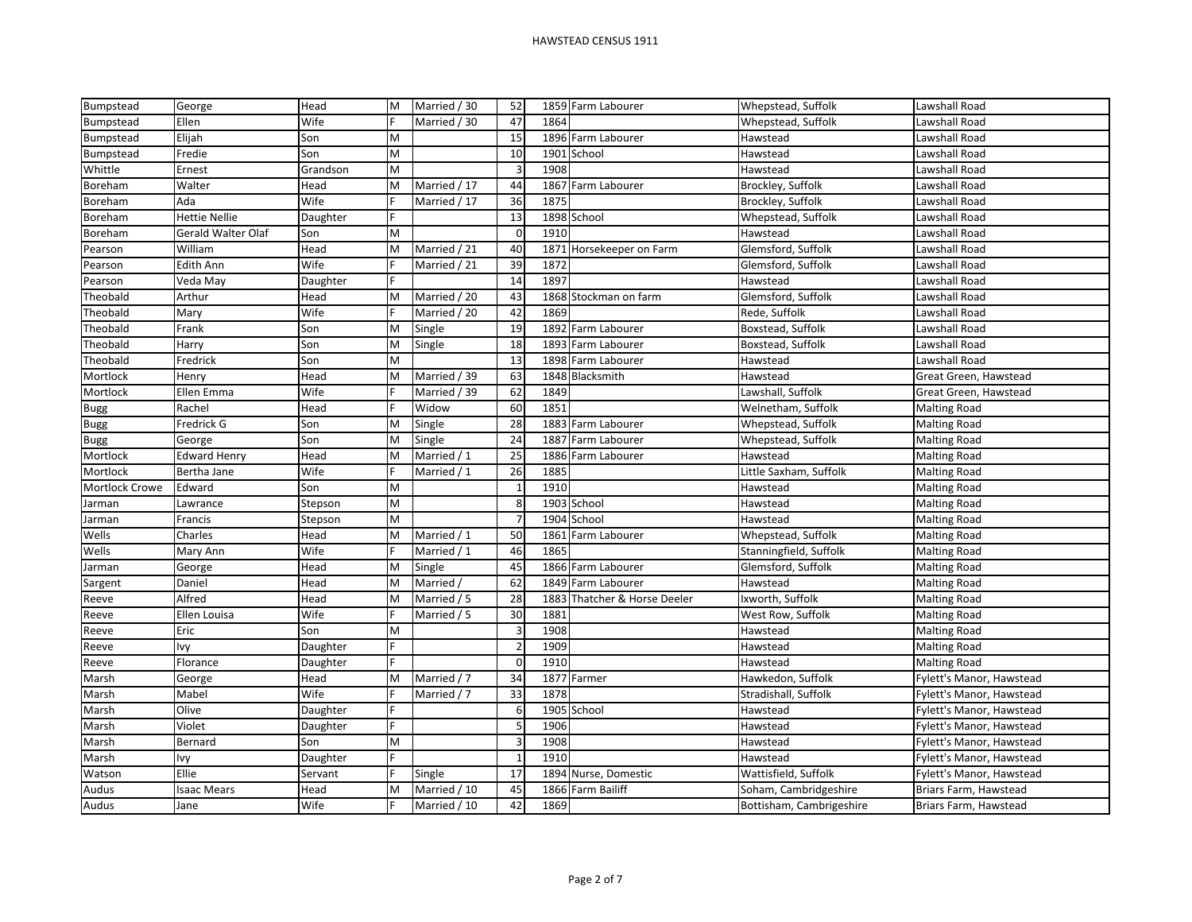# HAWSTEAD CENSUS 1911

| | | | | | | | | | |
|---|---|---|---|---|---|---|---|---|---|
| Bumpstead | George | Head | M | Married / 30 | 52 | 1859 | Farm Labourer | Whepstead, Suffolk | Lawshall Road |
| Bumpstead | Ellen | Wife | F | Married / 30 | 47 | 1864 | | Whepstead, Suffolk | Lawshall Road |
| Bumpstead | Elijah | Son | M | | 15 | 1896 | Farm Labourer | Hawstead | Lawshall Road |
| Bumpstead | Fredie | Son | M | | 10 | 1901 | School | Hawstead | Lawshall Road |
| Whittle | Ernest | Grandson | M | | 3 | 1908 | | Hawstead | Lawshall Road |
| Boreham | Walter | Head | M | Married / 17 | 44 | 1867 | Farm Labourer | Brockley, Suffolk | Lawshall Road |
| Boreham | Ada | Wife | F | Married / 17 | 36 | 1875 | | Brockley, Suffolk | Lawshall Road |
| Boreham | Hettie Nellie | Daughter | F | | 13 | 1898 | School | Whepstead, Suffolk | Lawshall Road |
| Boreham | Gerald Walter Olaf | Son | M | | 0 | 1910 | | Hawstead | Lawshall Road |
| Pearson | William | Head | M | Married / 21 | 40 | 1871 | Horsekeeper on Farm | Glemsford, Suffolk | Lawshall Road |
| Pearson | Edith Ann | Wife | F | Married / 21 | 39 | 1872 | | Glemsford, Suffolk | Lawshall Road |
| Pearson | Veda May | Daughter | F | | 14 | 1897 | | Hawstead | Lawshall Road |
| Theobald | Arthur | Head | M | Married / 20 | 43 | 1868 | Stockman on farm | Glemsford, Suffolk | Lawshall Road |
| Theobald | Mary | Wife | F | Married / 20 | 42 | 1869 | | Rede, Suffolk | Lawshall Road |
| Theobald | Frank | Son | M | Single | 19 | 1892 | Farm Labourer | Boxstead, Suffolk | Lawshall Road |
| Theobald | Harry | Son | M | Single | 18 | 1893 | Farm Labourer | Boxstead, Suffolk | Lawshall Road |
| Theobald | Fredrick | Son | M | | 13 | 1898 | Farm Labourer | Hawstead | Lawshall Road |
| Mortlock | Henry | Head | M | Married / 39 | 63 | 1848 | Blacksmith | Hawstead | Great Green, Hawstead |
| Mortlock | Ellen Emma | Wife | F | Married / 39 | 62 | 1849 | | Lawshall, Suffolk | Great Green, Hawstead |
| Bugg | Rachel | Head | F | Widow | 60 | 1851 | | Welnetham, Suffolk | Malting Road |
| Bugg | Fredrick G | Son | M | Single | 28 | 1883 | Farm Labourer | Whepstead, Suffolk | Malting Road |
| Bugg | George | Son | M | Single | 24 | 1887 | Farm Labourer | Whepstead, Suffolk | Malting Road |
| Mortlock | Edward Henry | Head | M | Married / 1 | 25 | 1886 | Farm Labourer | Hawstead | Malting Road |
| Mortlock | Bertha Jane | Wife | F | Married / 1 | 26 | 1885 | | Little Saxham, Suffolk | Malting Road |
| Mortlock Crowe | Edward | Son | M | | 1 | 1910 | | Hawstead | Malting Road |
| Jarman | Lawrance | Stepson | M | | 8 | 1903 | School | Hawstead | Malting Road |
| Jarman | Francis | Stepson | M | | 7 | 1904 | School | Hawstead | Malting Road |
| Wells | Charles | Head | M | Married / 1 | 50 | 1861 | Farm Labourer | Whepstead, Suffolk | Malting Road |
| Wells | Mary Ann | Wife | F | Married / 1 | 46 | 1865 | | Stanningfield, Suffolk | Malting Road |
| Jarman | George | Head | M | Single | 45 | 1866 | Farm Labourer | Glemsford, Suffolk | Malting Road |
| Sargent | Daniel | Head | M | Married / | 62 | 1849 | Farm Labourer | Hawstead | Malting Road |
| Reeve | Alfred | Head | M | Married / 5 | 28 | 1883 | Thatcher & Horse Deeler | Ixworth, Suffolk | Malting Road |
| Reeve | Ellen Louisa | Wife | F | Married / 5 | 30 | 1881 | | West Row, Suffolk | Malting Road |
| Reeve | Eric | Son | M | | 3 | 1908 | | Hawstead | Malting Road |
| Reeve | Ivy | Daughter | F | | 2 | 1909 | | Hawstead | Malting Road |
| Reeve | Florance | Daughter | F | | 0 | 1910 | | Hawstead | Malting Road |
| Marsh | George | Head | M | Married / 7 | 34 | 1877 | Farmer | Hawkedon, Suffolk | Fylett's Manor, Hawstead |
| Marsh | Mabel | Wife | F | Married / 7 | 33 | 1878 | | Stradishall, Suffolk | Fylett's Manor, Hawstead |
| Marsh | Olive | Daughter | F | | 6 | 1905 | School | Hawstead | Fylett's Manor, Hawstead |
| Marsh | Violet | Daughter | F | | 5 | 1906 | | Hawstead | Fylett's Manor, Hawstead |
| Marsh | Bernard | Son | M | | 3 | 1908 | | Hawstead | Fylett's Manor, Hawstead |
| Marsh | Ivy | Daughter | F | | 1 | 1910 | | Hawstead | Fylett's Manor, Hawstead |
| Watson | Ellie | Servant | F | Single | 17 | 1894 | Nurse, Domestic | Wattisfield, Suffolk | Fylett's Manor, Hawstead |
| Audus | Isaac Mears | Head | M | Married / 10 | 45 | 1866 | Farm Bailiff | Soham, Cambridgeshire | Briars Farm, Hawstead |
| Audus | Jane | Wife | F | Married / 10 | 42 | 1869 | | Bottisham, Cambrigeshire | Briars Farm, Hawstead |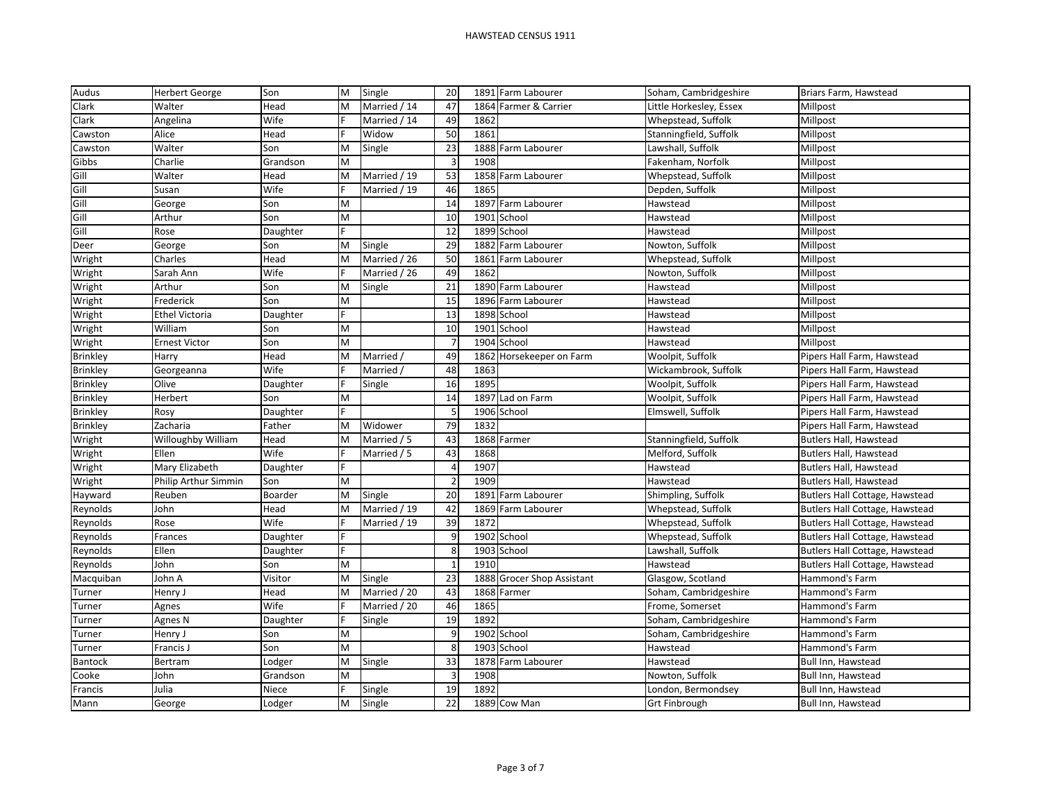# HAWSTEAD CENSUS 1911

| | | | | | | | | | |
|---|---|---|---|---|---|---|---|---|---|
| Audus | Herbert George | Son | M | Single | 20 | 1891 | Farm Labourer | Soham, Cambridgeshire | Briars Farm, Hawstead |
| Clark | Walter | Head | M | Married / 14 | 47 | 1864 | Farmer & Carrier | Little Horkesley, Essex | Millpost |
| Clark | Angelina | Wife | F | Married / 14 | 49 | 1862 | | Whepstead, Suffolk | Millpost |
| Cawston | Alice | Head | F | Widow | 50 | 1861 | | Stanningfield, Suffolk | Millpost |
| Cawston | Walter | Son | M | Single | 23 | 1888 | Farm Labourer | Lawshall, Suffolk | Millpost |
| Gibbs | Charlie | Grandson | M | | 3 | 1908 | | Fakenham, Norfolk | Millpost |
| Gill | Walter | Head | M | Married / 19 | 53 | 1858 | Farm Labourer | Whepstead, Suffolk | Millpost |
| Gill | Susan | Wife | F | Married / 19 | 46 | 1865 | | Depden, Suffolk | Millpost |
| Gill | George | Son | M | | 14 | 1897 | Farm Labourer | Hawstead | Millpost |
| Gill | Arthur | Son | M | | 10 | 1901 | School | Hawstead | Millpost |
| Gill | Rose | Daughter | F | | 12 | 1899 | School | Hawstead | Millpost |
| Deer | George | Son | M | Single | 29 | 1882 | Farm Labourer | Nowton, Suffolk | Millpost |
| Wright | Charles | Head | M | Married / 26 | 50 | 1861 | Farm Labourer | Whepstead, Suffolk | Millpost |
| Wright | Sarah Ann | Wife | F | Married / 26 | 49 | 1862 | | Nowton, Suffolk | Millpost |
| Wright | Arthur | Son | M | Single | 21 | 1890 | Farm Labourer | Hawstead | Millpost |
| Wright | Frederick | Son | M | | 15 | 1896 | Farm Labourer | Hawstead | Millpost |
| Wright | Ethel Victoria | Daughter | F | | 13 | 1898 | School | Hawstead | Millpost |
| Wright | William | Son | M | | 10 | 1901 | School | Hawstead | Millpost |
| Wright | Ernest Victor | Son | M | | 7 | 1904 | School | Hawstead | Millpost |
| Brinkley | Harry | Head | M | Married / | 49 | 1862 | Horsekeeper on Farm | Woolpit, Suffolk | Pipers Hall Farm, Hawstead |
| Brinkley | Georgeanna | Wife | F | Married / | 48 | 1863 | | Wickambrook, Suffolk | Pipers Hall Farm, Hawstead |
| Brinkley | Olive | Daughter | F | Single | 16 | 1895 | | Woolpit, Suffolk | Pipers Hall Farm, Hawstead |
| Brinkley | Herbert | Son | M | | 14 | 1897 | Lad on Farm | Woolpit, Suffolk | Pipers Hall Farm, Hawstead |
| Brinkley | Rosy | Daughter | F | | 5 | 1906 | School | Elmswell, Suffolk | Pipers Hall Farm, Hawstead |
| Brinkley | Zacharia | Father | M | Widower | 79 | 1832 | | | Pipers Hall Farm, Hawstead |
| Wright | Willoughby William | Head | M | Married / 5 | 43 | 1868 | Farmer | Stanningfield, Suffolk | Butlers Hall, Hawstead |
| Wright | Ellen | Wife | F | Married / 5 | 43 | 1868 | | Melford, Suffolk | Butlers Hall, Hawstead |
| Wright | Mary Elizabeth | Daughter | F | | 4 | 1907 | | Hawstead | Butlers Hall, Hawstead |
| Wright | Philip Arthur Simmin | Son | M | | 2 | 1909 | | Hawstead | Butlers Hall, Hawstead |
| Hayward | Reuben | Boarder | M | Single | 20 | 1891 | Farm Labourer | Shimpling, Suffolk | Butlers Hall Cottage, Hawstead |
| Reynolds | John | Head | M | Married / 19 | 42 | 1869 | Farm Labourer | Whepstead, Suffolk | Butlers Hall Cottage, Hawstead |
| Reynolds | Rose | Wife | F | Married / 19 | 39 | 1872 | | Whepstead, Suffolk | Butlers Hall Cottage, Hawstead |
| Reynolds | Frances | Daughter | F | | 9 | 1902 | School | Whepstead, Suffolk | Butlers Hall Cottage, Hawstead |
| Reynolds | Ellen | Daughter | F | | 8 | 1903 | School | Lawshall, Suffolk | Butlers Hall Cottage, Hawstead |
| Reynolds | John | Son | M | | 1 | 1910 | | Hawstead | Butlers Hall Cottage, Hawstead |
| Macquiban | John A | Visitor | M | Single | 23 | 1888 | Grocer Shop Assistant | Glasgow, Scotland | Hammond's Farm |
| Turner | Henry J | Head | M | Married / 20 | 43 | 1868 | Farmer | Soham, Cambridgeshire | Hammond's Farm |
| Turner | Agnes | Wife | F | Married / 20 | 46 | 1865 | | Frome, Somerset | Hammond's Farm |
| Turner | Agnes N | Daughter | F | Single | 19 | 1892 | | Soham, Cambridgeshire | Hammond's Farm |
| Turner | Henry J | Son | M | | 9 | 1902 | School | Soham, Cambridgeshire | Hammond's Farm |
| Turner | Francis J | Son | M | | 8 | 1903 | School | Hawstead | Hammond's Farm |
| Bantock | Bertram | Lodger | M | Single | 33 | 1878 | Farm Labourer | Hawstead | Bull Inn, Hawstead |
| Cooke | John | Grandson | M | | 3 | 1908 | | Nowton, Suffolk | Bull Inn, Hawstead |
| Francis | Julia | Niece | F | Single | 19 | 1892 | | London, Bermondsey | Bull Inn, Hawstead |
| Mann | George | Lodger | M | Single | 22 | 1889 | Cow Man | Grt Finbrough | Bull Inn, Hawstead |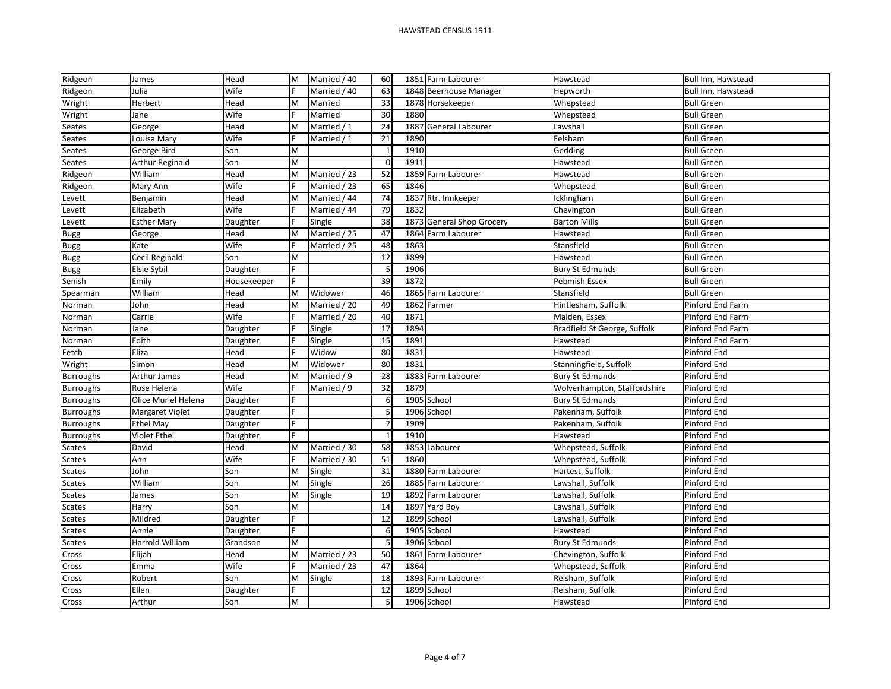# HAWSTEAD CENSUS 1911

| | | | | | | | | | |
|---|---|---|---|---|---|---|---|---|---|
| Ridgeon | James | Head | M | Married / 40 | 60 | 1851 | Farm Labourer | Hawstead | Bull Inn, Hawstead |
| Ridgeon | Julia | Wife | F | Married / 40 | 63 | 1848 | Beerhouse Manager | Hepworth | Bull Inn, Hawstead |
| Wright | Herbert | Head | M | Married | 33 | 1878 | Horsekeeper | Whepstead | Bull Green |
| Wright | Jane | Wife | F | Married | 30 | 1880 | | Whepstead | Bull Green |
| Seates | George | Head | M | Married / 1 | 24 | 1887 | General Labourer | Lawshall | Bull Green |
| Seates | Louisa Mary | Wife | F | Married / 1 | 21 | 1890 | | Felsham | Bull Green |
| Seates | George Bird | Son | M | | 1 | 1910 | | Gedding | Bull Green |
| Seates | Arthur Reginald | Son | M | | 0 | 1911 | | Hawstead | Bull Green |
| Ridgeon | William | Head | M | Married / 23 | 52 | 1859 | Farm Labourer | Hawstead | Bull Green |
| Ridgeon | Mary Ann | Wife | F | Married / 23 | 65 | 1846 | | Whepstead | Bull Green |
| Levett | Benjamin | Head | M | Married / 44 | 74 | 1837 | Rtr. Innkeeper | Icklingham | Bull Green |
| Levett | Elizabeth | Wife | F | Married / 44 | 79 | 1832 | | Chevington | Bull Green |
| Levett | Esther Mary | Daughter | F | Single | 38 | 1873 | General Shop Grocery | Barton Mills | Bull Green |
| Bugg | George | Head | M | Married / 25 | 47 | 1864 | Farm Labourer | Hawstead | Bull Green |
| Bugg | Kate | Wife | F | Married / 25 | 48 | 1863 | | Stansfield | Bull Green |
| Bugg | Cecil Reginald | Son | M | | 12 | 1899 | | Hawstead | Bull Green |
| Bugg | Elsie Sybil | Daughter | F | | 5 | 1906 | | Bury St Edmunds | Bull Green |
| Senish | Emily | Housekeeper | F | | 39 | 1872 | | Pebmish Essex | Bull Green |
| Spearman | William | Head | M | Widower | 46 | 1865 | Farm Labourer | Stansfield | Bull Green |
| Norman | John | Head | M | Married / 20 | 49 | 1862 | Farmer | Hintlesham, Suffolk | Pinford End Farm |
| Norman | Carrie | Wife | F | Married / 20 | 40 | 1871 | | Malden, Essex | Pinford End Farm |
| Norman | Jane | Daughter | F | Single | 17 | 1894 | | Bradfield St George, Suffolk | Pinford End Farm |
| Norman | Edith | Daughter | F | Single | 15 | 1891 | | Hawstead | Pinford End Farm |
| Fetch | Eliza | Head | F | Widow | 80 | 1831 | | Hawstead | Pinford End |
| Wright | Simon | Head | M | Widower | 80 | 1831 | | Stanningfield, Suffolk | Pinford End |
| Burroughs | Arthur James | Head | M | Married / 9 | 28 | 1883 | Farm Labourer | Bury St Edmunds | Pinford End |
| Burroughs | Rose Helena | Wife | F | Married / 9 | 32 | 1879 | | Wolverhampton, Staffordshire | Pinford End |
| Burroughs | Olice Muriel Helena | Daughter | F | | 6 | 1905 | School | Bury St Edmunds | Pinford End |
| Burroughs | Margaret Violet | Daughter | F | | 5 | 1906 | School | Pakenham, Suffolk | Pinford End |
| Burroughs | Ethel May | Daughter | F | | 2 | 1909 | | Pakenham, Suffolk | Pinford End |
| Burroughs | Violet Ethel | Daughter | F | | 1 | 1910 | | Hawstead | Pinford End |
| Scates | David | Head | M | Married / 30 | 58 | 1853 | Labourer | Whepstead, Suffolk | Pinford End |
| Scates | Ann | Wife | F | Married / 30 | 51 | 1860 | | Whepstead, Suffolk | Pinford End |
| Scates | John | Son | M | Single | 31 | 1880 | Farm Labourer | Hartest, Suffolk | Pinford End |
| Scates | William | Son | M | Single | 26 | 1885 | Farm Labourer | Lawshall, Suffolk | Pinford End |
| Scates | James | Son | M | Single | 19 | 1892 | Farm Labourer | Lawshall, Suffolk | Pinford End |
| Scates | Harry | Son | M | | 14 | 1897 | Yard Boy | Lawshall, Suffolk | Pinford End |
| Scates | Mildred | Daughter | F | | 12 | 1899 | School | Lawshall, Suffolk | Pinford End |
| Scates | Annie | Daughter | F | | 6 | 1905 | School | Hawstead | Pinford End |
| Scates | Harrold William | Grandson | M | | 5 | 1906 | School | Bury St Edmunds | Pinford End |
| Cross | Elijah | Head | M | Married / 23 | 50 | 1861 | Farm Labourer | Chevington, Suffolk | Pinford End |
| Cross | Emma | Wife | F | Married / 23 | 47 | 1864 | | Whepstead, Suffolk | Pinford End |
| Cross | Robert | Son | M | Single | 18 | 1893 | Farm Labourer | Relsham, Suffolk | Pinford End |
| Cross | Ellen | Daughter | F | | 12 | 1899 | School | Relsham, Suffolk | Pinford End |
| Cross | Arthur | Son | M | | 5 | 1906 | School | Hawstead | Pinford End |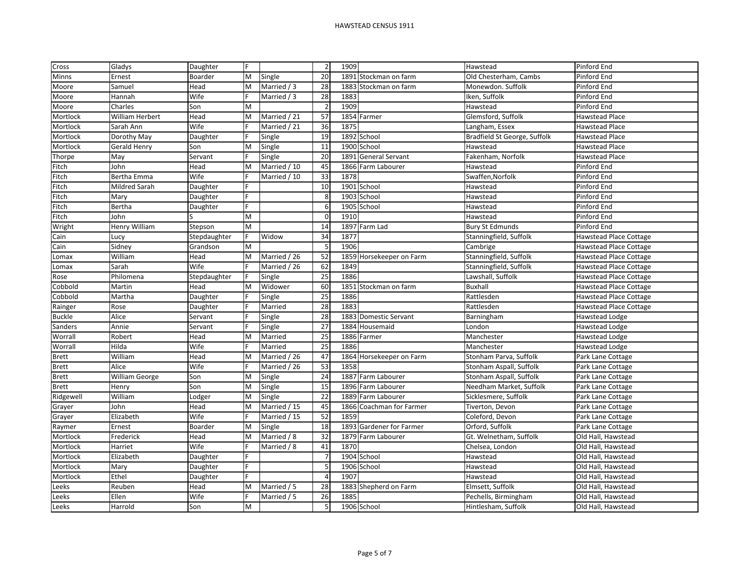# HAWSTEAD CENSUS 1911

| | | | | | | | | | |
|---|---|---|---|---|---|---|---|---|---|
| Cross | Gladys | Daughter | F | | 2 | 1909 | | Hawstead | Pinford End |
| Minns | Ernest | Boarder | M | Single | 20 | 1891 | Stockman on farm | Old Chesterham, Cambs | Pinford End |
| Moore | Samuel | Head | M | Married / 3 | 28 | 1883 | Stockman on farm | Monewdon. Suffolk | Pinford End |
| Moore | Hannah | Wife | F | Married / 3 | 28 | 1883 | | Iken, Suffolk | Pinford End |
| Moore | Charles | Son | M | | 2 | 1909 | | Hawstead | Pinford End |
| Mortlock | William Herbert | Head | M | Married / 21 | 57 | 1854 | Farmer | Glemsford, Suffolk | Hawstead Place |
| Mortlock | Sarah Ann | Wife | F | Married / 21 | 36 | 1875 | | Langham, Essex | Hawstead Place |
| Mortlock | Dorothy May | Daughter | F | Single | 19 | 1892 | School | Bradfield St George, Suffolk | Hawstead Place |
| Mortlock | Gerald Henry | Son | M | Single | 11 | 1900 | School | Hawstead | Hawstead Place |
| Thorpe | May | Servant | F | Single | 20 | 1891 | General Servant | Fakenham, Norfolk | Hawstead Place |
| Fitch | John | Head | M | Married / 10 | 45 | 1866 | Farm Labourer | Hawstead | Pinford End |
| Fitch | Bertha Emma | Wife | F | Married / 10 | 33 | 1878 | | Swaffen,Norfolk | Pinford End |
| Fitch | Mildred Sarah | Daughter | F | | 10 | 1901 | School | Hawstead | Pinford End |
| Fitch | Mary | Daughter | F | | 8 | 1903 | School | Hawstead | Pinford End |
| Fitch | Bertha | Daughter | F | | 6 | 1905 | School | Hawstead | Pinford End |
| Fitch | John | S | M | | 0 | 1910 | | Hawstead | Pinford End |
| Wright | Henry William | Stepson | M | | 14 | 1897 | Farm Lad | Bury St Edmunds | Pinford End |
| Cain | Lucy | Stepdaughter | F | Widow | 34 | 1877 | | Stanningfield, Suffolk | Hawstead Place Cottage |
| Cain | Sidney | Grandson | M | | 5 | 1906 | | Cambrige | Hawstead Place Cottage |
| Lomax | William | Head | M | Married / 26 | 52 | 1859 | Horsekeeper on Farm | Stanningfield, Suffolk | Hawstead Place Cottage |
| Lomax | Sarah | Wife | F | Married / 26 | 62 | 1849 | | Stanningfield, Suffolk | Hawstead Place Cottage |
| Rose | Philomena | Stepdaughter | F | Single | 25 | 1886 | | Lawshall, Suffolk | Hawstead Place Cottage |
| Cobbold | Martin | Head | M | Widower | 60 | 1851 | Stockman on farm | Buxhall | Hawstead Place Cottage |
| Cobbold | Martha | Daughter | F | Single | 25 | 1886 | | Rattlesden | Hawstead Place Cottage |
| Rainger | Rose | Daughter | F | Married | 28 | 1883 | | Rattlesden | Hawstead Place Cottage |
| Buckle | Alice | Servant | F | Single | 28 | 1883 | Domestic Servant | Barningham | Hawstead Lodge |
| Sanders | Annie | Servant | F | Single | 27 | 1884 | Housemaid | London | Hawstead Lodge |
| Worrall | Robert | Head | M | Married | 25 | 1886 | Farmer | Manchester | Hawstead Lodge |
| Worrall | Hilda | Wife | F | Married | 25 | 1886 | | Manchester | Hawstead Lodge |
| Brett | William | Head | M | Married / 26 | 47 | 1864 | Horsekeeper on Farm | Stonham Parva, Suffolk | Park Lane Cottage |
| Brett | Alice | Wife | F | Married / 26 | 53 | 1858 | | Stonham Aspall, Suffolk | Park Lane Cottage |
| Brett | William George | Son | M | Single | 24 | 1887 | Farm Labourer | Stonham Aspall, Suffolk | Park Lane Cottage |
| Brett | Henry | Son | M | Single | 15 | 1896 | Farm Labourer | Needham Market, Suffolk | Park Lane Cottage |
| Ridgewell | William | Lodger | M | Single | 22 | 1889 | Farm Labourer | Sicklesmere, Suffolk | Park Lane Cottage |
| Grayer | John | Head | M | Married / 15 | 45 | 1866 | Coachman for Farmer | Tiverton, Devon | Park Lane Cottage |
| Grayer | Elizabeth | Wife | F | Married / 15 | 52 | 1859 | | Coleford, Devon | Park Lane Cottage |
| Raymer | Ernest | Boarder | M | Single | 18 | 1893 | Gardener for Farmer | Orford, Suffolk | Park Lane Cottage |
| Mortlock | Frederick | Head | M | Married / 8 | 32 | 1879 | Farm Labourer | Gt. Welnetham, Suffolk | Old Hall, Hawstead |
| Mortlock | Harriet | Wife | F | Married / 8 | 41 | 1870 | | Chelsea, London | Old Hall, Hawstead |
| Mortlock | Elizabeth | Daughter | F | | 7 | 1904 | School | Hawstead | Old Hall, Hawstead |
| Mortlock | Mary | Daughter | F | | 5 | 1906 | School | Hawstead | Old Hall, Hawstead |
| Mortlock | Ethel | Daughter | F | | 4 | 1907 | | Hawstead | Old Hall, Hawstead |
| Leeks | Reuben | Head | M | Married / 5 | 28 | 1883 | Shepherd on Farm | Elmsett, Suffolk | Old Hall, Hawstead |
| Leeks | Ellen | Wife | F | Married / 5 | 26 | 1885 | | Pechells, Birmingham | Old Hall, Hawstead |
| Leeks | Harrold | Son | M | | 5 | 1906 | School | Hintlesham, Suffolk | Old Hall, Hawstead |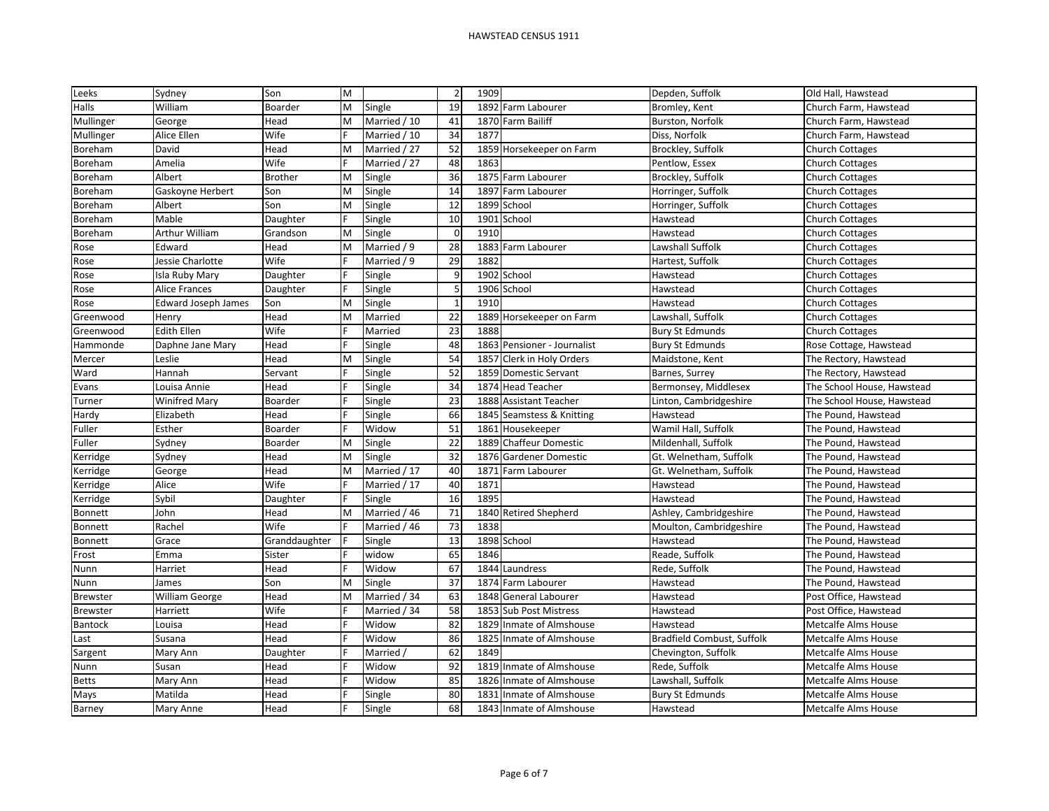| | | | | | | | | | |
|---|---|---|---|---|---|---|---|---|---|
| Leeks | Sydney | Son | M | | 2 | 1909 | | Depden, Suffolk | Old Hall, Hawstead |
| Halls | William | Boarder | M | Single | 19 | 1892 | Farm Labourer | Bromley, Kent | Church Farm, Hawstead |
| Mullinger | George | Head | M | Married / 10 | 41 | 1870 | Farm Bailiff | Burston, Norfolk | Church Farm, Hawstead |
| Mullinger | Alice Ellen | Wife | F | Married / 10 | 34 | 1877 | | Diss, Norfolk | Church Farm, Hawstead |
| Boreham | David | Head | M | Married / 27 | 52 | 1859 | Horsekeeper on Farm | Brockley, Suffolk | Church Cottages |
| Boreham | Amelia | Wife | F | Married / 27 | 48 | 1863 | | Pentlow, Essex | Church Cottages |
| Boreham | Albert | Brother | M | Single | 36 | 1875 | Farm Labourer | Brockley, Suffolk | Church Cottages |
| Boreham | Gaskoyne Herbert | Son | M | Single | 14 | 1897 | Farm Labourer | Horringer, Suffolk | Church Cottages |
| Boreham | Albert | Son | M | Single | 12 | 1899 | School | Horringer, Suffolk | Church Cottages |
| Boreham | Mable | Daughter | F | Single | 10 | 1901 | School | Hawstead | Church Cottages |
| Boreham | Arthur William | Grandson | M | Single | 0 | 1910 | | Hawstead | Church Cottages |
| Rose | Edward | Head | M | Married / 9 | 28 | 1883 | Farm Labourer | Lawshall Suffolk | Church Cottages |
| Rose | Jessie Charlotte | Wife | F | Married / 9 | 29 | 1882 | | Hartest, Suffolk | Church Cottages |
| Rose | Isla Ruby Mary | Daughter | F | Single | 9 | 1902 | School | Hawstead | Church Cottages |
| Rose | Alice Frances | Daughter | F | Single | 5 | 1906 | School | Hawstead | Church Cottages |
| Rose | Edward Joseph James | Son | M | Single | 1 | 1910 | | Hawstead | Church Cottages |
| Greenwood | Henry | Head | M | Married | 22 | 1889 | Horsekeeper on Farm | Lawshall, Suffolk | Church Cottages |
| Greenwood | Edith Ellen | Wife | F | Married | 23 | 1888 | | Bury St Edmunds | Church Cottages |
| Hammonde | Daphne Jane Mary | Head | F | Single | 48 | 1863 | Pensioner - Journalist | Bury St Edmunds | Rose Cottage, Hawstead |
| Mercer | Leslie | Head | M | Single | 54 | 1857 | Clerk in Holy Orders | Maidstone, Kent | The Rectory, Hawstead |
| Ward | Hannah | Servant | F | Single | 52 | 1859 | Domestic Servant | Barnes, Surrey | The Rectory, Hawstead |
| Evans | Louisa Annie | Head | F | Single | 34 | 1874 | Head Teacher | Bermonsey, Middlesex | The School House, Hawstead |
| Turner | Winifred Mary | Boarder | F | Single | 23 | 1888 | Assistant Teacher | Linton, Cambridgeshire | The School House, Hawstead |
| Hardy | Elizabeth | Head | F | Single | 66 | 1845 | Seamstess & Knitting | Hawstead | The Pound, Hawstead |
| Fuller | Esther | Boarder | F | Widow | 51 | 1861 | Housekeeper | Wamil Hall, Suffolk | The Pound, Hawstead |
| Fuller | Sydney | Boarder | M | Single | 22 | 1889 | Chaffeur Domestic | Mildenhall, Suffolk | The Pound, Hawstead |
| Kerridge | Sydney | Head | M | Single | 32 | 1876 | Gardener Domestic | Gt. Welnetham, Suffolk | The Pound, Hawstead |
| Kerridge | George | Head | M | Married / 17 | 40 | 1871 | Farm Labourer | Gt. Welnetham, Suffolk | The Pound, Hawstead |
| Kerridge | Alice | Wife | F | Married / 17 | 40 | 1871 | | Hawstead | The Pound, Hawstead |
| Kerridge | Sybil | Daughter | F | Single | 16 | 1895 | | Hawstead | The Pound, Hawstead |
| Bonnett | John | Head | M | Married / 46 | 71 | 1840 | Retired Shepherd | Ashley, Cambridgeshire | The Pound, Hawstead |
| Bonnett | Rachel | Wife | F | Married / 46 | 73 | 1838 | | Moulton, Cambridgeshire | The Pound, Hawstead |
| Bonnett | Grace | Granddaughter | F | Single | 13 | 1898 | School | Hawstead | The Pound, Hawstead |
| Frost | Emma | Sister | F | widow | 65 | 1846 | | Reade, Suffolk | The Pound, Hawstead |
| Nunn | Harriet | Head | F | Widow | 67 | 1844 | Laundress | Rede, Suffolk | The Pound, Hawstead |
| Nunn | James | Son | M | Single | 37 | 1874 | Farm Labourer | Hawstead | The Pound, Hawstead |
| Brewster | William George | Head | M | Married / 34 | 63 | 1848 | General Labourer | Hawstead | Post Office, Hawstead |
| Brewster | Harriett | Wife | F | Married / 34 | 58 | 1853 | Sub Post Mistress | Hawstead | Post Office, Hawstead |
| Bantock | Louisa | Head | F | Widow | 82 | 1829 | Inmate of Almshouse | Hawstead | Metcalfe Alms House |
| Last | Susana | Head | F | Widow | 86 | 1825 | Inmate of Almshouse | Bradfield Combust, Suffolk | Metcalfe Alms House |
| Sargent | Mary Ann | Daughter | F | Married / | 62 | 1849 | | Chevington, Suffolk | Metcalfe Alms House |
| Nunn | Susan | Head | F | Widow | 92 | 1819 | Inmate of Almshouse | Rede, Suffolk | Metcalfe Alms House |
| Betts | Mary Ann | Head | F | Widow | 85 | 1826 | Inmate of Almshouse | Lawshall, Suffolk | Metcalfe Alms House |
| Mays | Matilda | Head | F | Single | 80 | 1831 | Inmate of Almshouse | Bury St Edmunds | Metcalfe Alms House |
| Barney | Mary Anne | Head | F | Single | 68 | 1843 | Inmate of Almshouse | Hawstead | Metcalfe Alms House |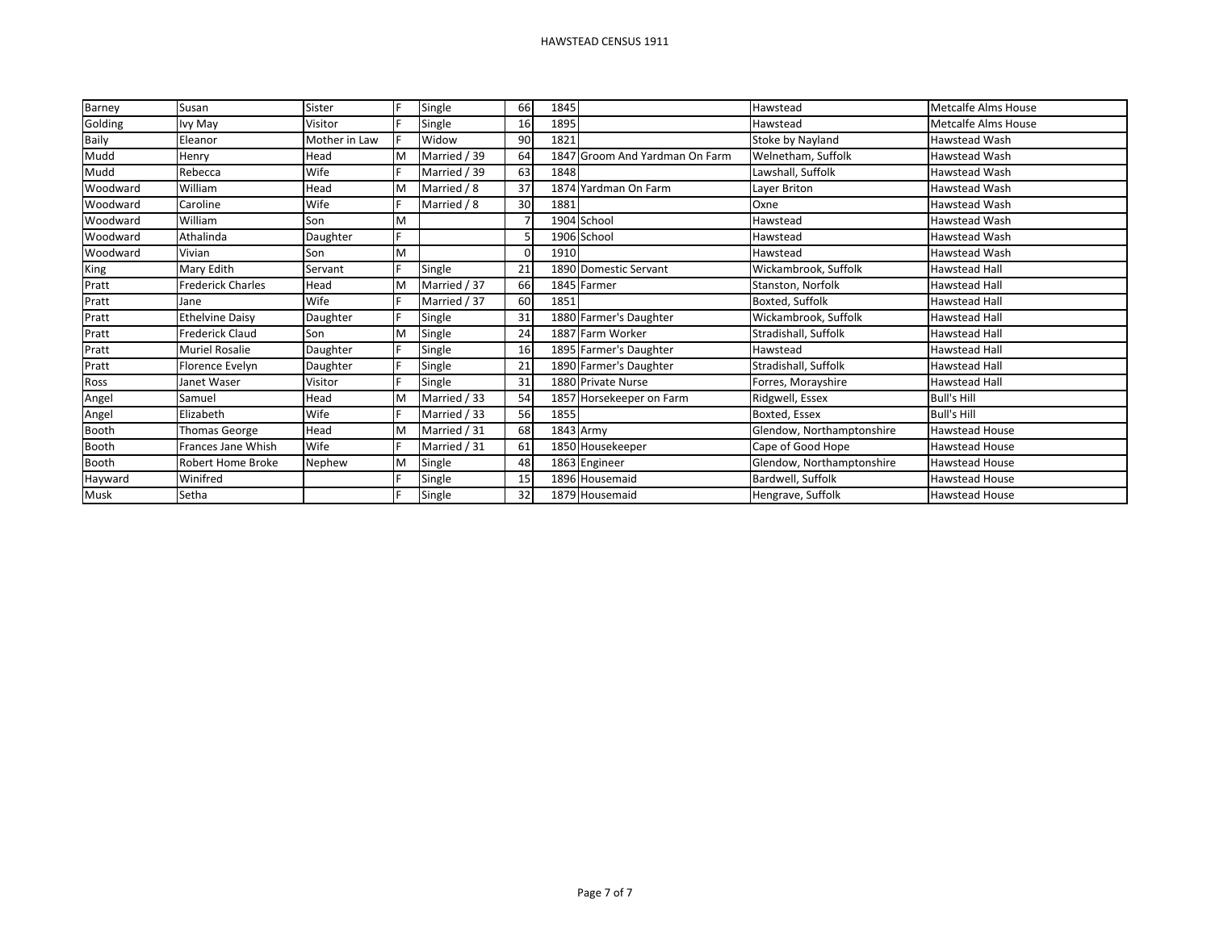| | | | | | | | | | |
|---|---|---|---|---|---|---|---|---|---|
| Barney | Susan | Sister | F | Single | 66 | 1845 | | Hawstead | Metcalfe Alms House |
| Golding | Ivy May | Visitor | F | Single | 16 | 1895 | | Hawstead | Metcalfe Alms House |
| Baily | Eleanor | Mother in Law | F | Widow | 90 | 1821 | | Stoke by Nayland | Hawstead Wash |
| Mudd | Henry | Head | M | Married / 39 | 64 | 1847 | Groom And Yardman On Farm | Welnetham, Suffolk | Hawstead Wash |
| Mudd | Rebecca | Wife | F | Married / 39 | 63 | 1848 | | Lawshall, Suffolk | Hawstead Wash |
| Woodward | William | Head | M | Married / 8 | 37 | 1874 | Yardman On Farm | Layer Briton | Hawstead Wash |
| Woodward | Caroline | Wife | F | Married / 8 | 30 | 1881 | | Oxne | Hawstead Wash |
| Woodward | William | Son | M | | 7 | 1904 | School | Hawstead | Hawstead Wash |
| Woodward | Athalinda | Daughter | F | | 5 | 1906 | School | Hawstead | Hawstead Wash |
| Woodward | Vivian | Son | M | | 0 | 1910 | | Hawstead | Hawstead Wash |
| King | Mary Edith | Servant | F | Single | 21 | 1890 | Domestic Servant | Wickambrook, Suffolk | Hawstead Hall |
| Pratt | Frederick Charles | Head | M | Married / 37 | 66 | 1845 | Farmer | Stanston, Norfolk | Hawstead Hall |
| Pratt | Jane | Wife | F | Married / 37 | 60 | 1851 | | Boxted, Suffolk | Hawstead Hall |
| Pratt | Ethelvine Daisy | Daughter | F | Single | 31 | 1880 | Farmer's Daughter | Wickambrook, Suffolk | Hawstead Hall |
| Pratt | Frederick Claud | Son | M | Single | 24 | 1887 | Farm Worker | Stradishall, Suffolk | Hawstead Hall |
| Pratt | Muriel Rosalie | Daughter | F | Single | 16 | 1895 | Farmer's Daughter | Hawstead | Hawstead Hall |
| Pratt | Florence Evelyn | Daughter | F | Single | 21 | 1890 | Farmer's Daughter | Stradishall, Suffolk | Hawstead Hall |
| Ross | Janet Waser | Visitor | F | Single | 31 | 1880 | Private Nurse | Forres, Morayshire | Hawstead Hall |
| Angel | Samuel | Head | M | Married / 33 | 54 | 1857 | Horsekeeper on Farm | Ridgwell, Essex | Bull's Hill |
| Angel | Elizabeth | Wife | F | Married / 33 | 56 | 1855 | | Boxted, Essex | Bull's Hill |
| Booth | Thomas George | Head | M | Married / 31 | 68 | 1843 | Army | Glendow, Northamptonshire | Hawstead House |
| Booth | Frances Jane Whish | Wife | F | Married / 31 | 61 | 1850 | Housekeeper | Cape of Good Hope | Hawstead House |
| Booth | Robert Home Broke | Nephew | M | Single | 48 | 1863 | Engineer | Glendow, Northamptonshire | Hawstead House |
| Hayward | Winifred | | F | Single | 15 | 1896 | Housemaid | Bardwell, Suffolk | Hawstead House |
| Musk | Setha | | F | Single | 32 | 1879 | Housemaid | Hengrave, Suffolk | Hawstead House |